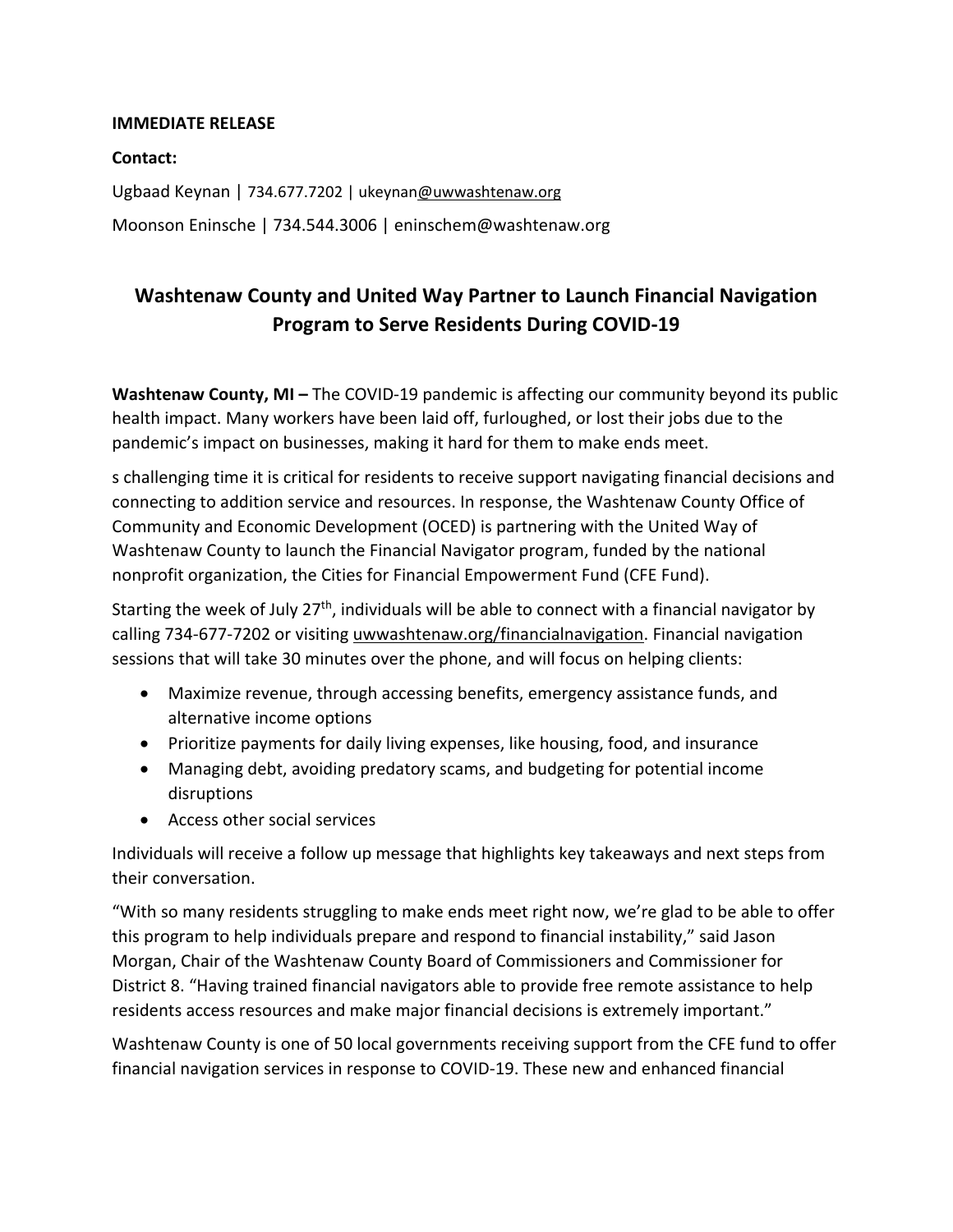**IMMEDIATE RELEASE**

**Contact:**

Ugbaad Keynan | 734.677.7202 | ukeynan@uwwashtenaw.org

Moonson Eninsche | 734.544.3006 | eninschem@washtenaw.org

## Washtenaw County and United Way Partner to Launch Financial Navigation Program to Serve Residents During COVID-19

**Washtenaw County, MI –** The COVID-19 pandemic is affecting our community beyond its public health impact. Many workers have been laid off, furloughed, or lost their jobs due to the pandemic's impact on businesses, making it hard for them to make ends meet.

s challenging time it is critical for residents to receive support navigating financial decisions and connecting to addition service and resources. In response, the Washtenaw County Office of Community and Economic Development (OCED) is partnering with the United Way of Washtenaw County to launch the Financial Navigator program, funded by the national nonprofit organization, the Cities for Financial Empowerment Fund (CFE Fund).

Starting the week of July 27th, individuals will be able to connect with a financial navigator by calling 734-677-7202 or visiting uwwashtenaw.org/financialnavigation. Financial navigation sessions that will take 30 minutes over the phone, and will focus on helping clients:

- Maximize revenue, through accessing benefits, emergency assistance funds, and alternative income options
- Prioritize payments for daily living expenses, like housing, food, and insurance
- Managing debt, avoiding predatory scams, and budgeting for potential income disruptions
- Access other social services

Individuals will receive a follow up message that highlights key takeaways and next steps from their conversation.

"With so many residents struggling to make ends meet right now, we're glad to be able to offer this program to help individuals prepare and respond to financial instability," said Jason Morgan, Chair of the Washtenaw County Board of Commissioners and Commissioner for District 8. "Having trained financial navigators able to provide free remote assistance to help residents access resources and make major financial decisions is extremely important."

Washtenaw County is one of 50 local governments receiving support from the CFE fund to offer financial navigation services in response to COVID-19. These new and enhanced financial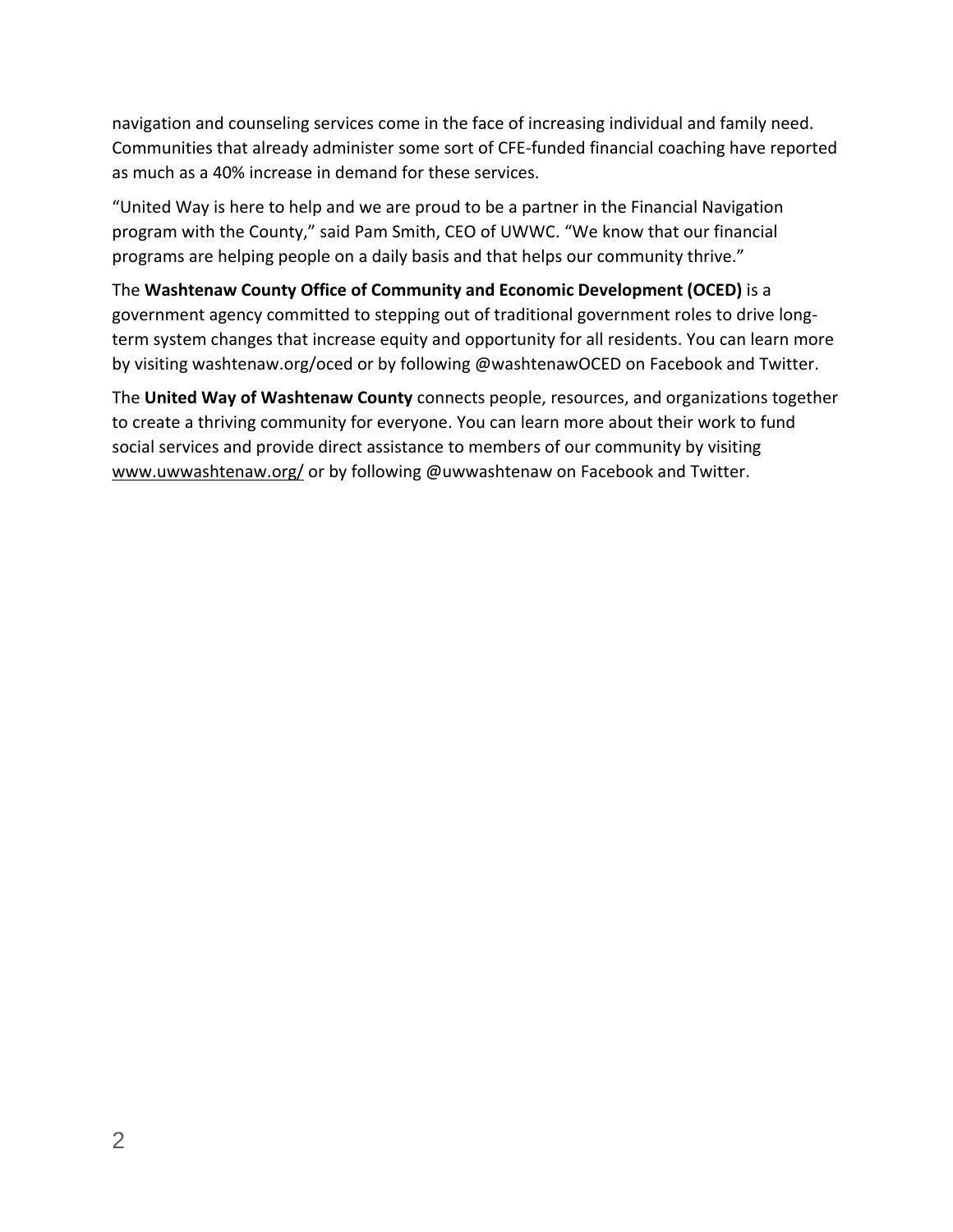navigation and counseling services come in the face of increasing individual and family need. Communities that already administer some sort of CFE-funded financial coaching have reported as much as a 40% increase in demand for these services.

"United Way is here to help and we are proud to be a partner in the Financial Navigation program with the County," said Pam Smith, CEO of UWWC. "We know that our financial programs are helping people on a daily basis and that helps our community thrive."

The **Washtenaw County Office of Community and Economic Development (OCED)** is a government agency committed to stepping out of traditional government roles to drive long-term system changes that increase equity and opportunity for all residents. You can learn more by visiting washtenaw.org/oced or by following @washtenawOCED on Facebook and Twitter.

The **United Way of Washtenaw County** connects people, resources, and organizations together to create a thriving community for everyone. You can learn more about their work to fund social services and provide direct assistance to members of our community by visiting www.uwwashtenaw.org/ or by following @uwwashtenaw on Facebook and Twitter.